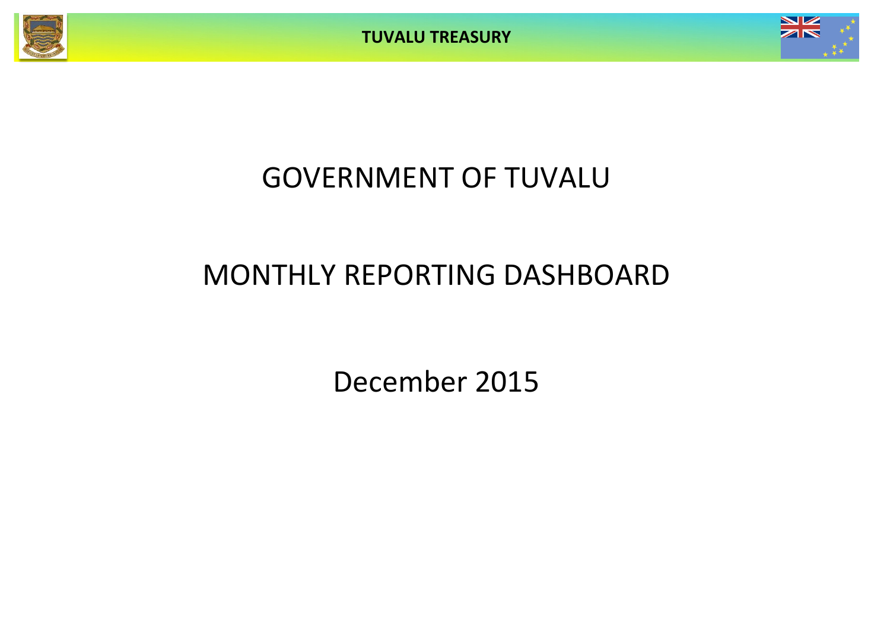TUVALU TREASURY

# GOVERNMENT OF TUVALU

# MONTHLY REPORTING DASHBOARD

## December 2015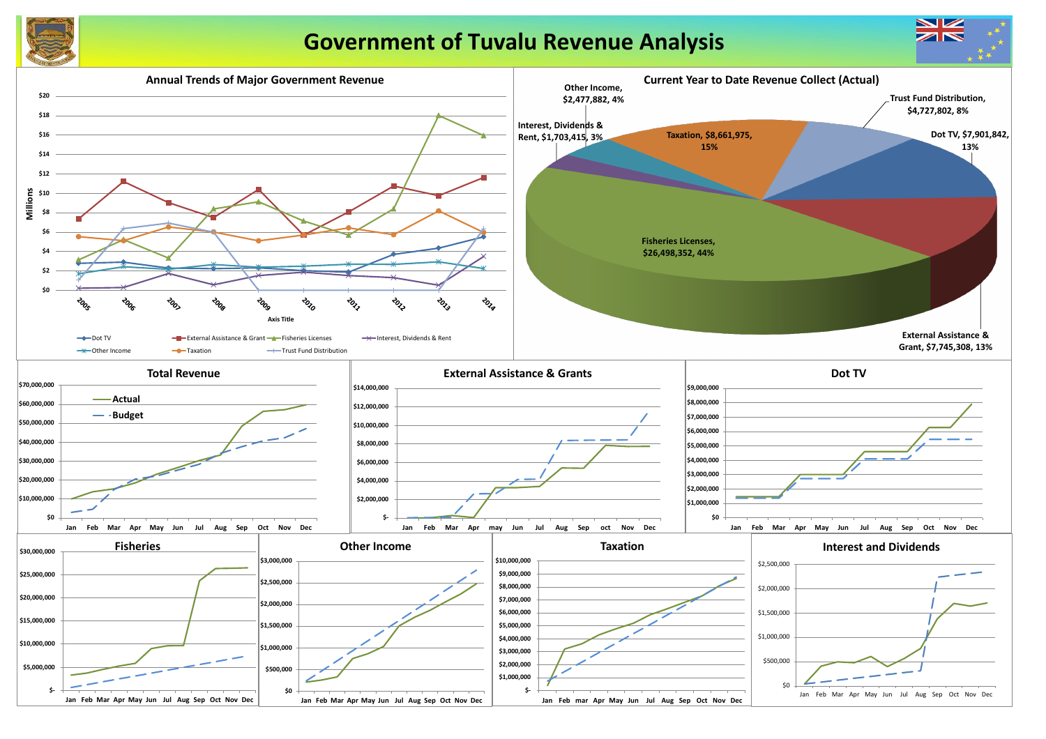# Government of Tuvalu Revenue Analysis

## Annual Trends of Major Government Revenue

Millions

$20
$18
$16
$14
$12
$10
$8
$6
$4
$2
$0

2005 2006 2007 2008 2009 2010 2011 2012 2013 2014

Axis Title

Dot TV
External Assistance & Grant
Fisheries Licenses
Interest, Dividends & Rent
Other Income
Taxation
Trust Fund Distribution

## Current Year to Date Revenue Collect (Actual)

Other Income, $2,477,882, 4%

Trust Fund Distribution, $4,727,802, 8%

Interest, Dividends & Rent, $1,703,415, 3%

Taxation, $8,661,975, 15%

Dot TV, $7,901,842, 13%

Fisheries Licenses, $26,498,352, 44%

External Assistance & Grant, $7,745,308, 13%

## Total Revenue

$70,000,000
$60,000,000
$50,000,000
$40,000,000
$30,000,000
$20,000,000
$10,000,000
$0

Jan Feb Mar Apr May Jun Jul Aug Sep Oct Nov Dec

Actual
Budget

## External Assistance & Grants

$14,000,000
$12,000,000
$10,000,000
$8,000,000
$6,000,000
$4,000,000
$2,000,000
$-

Jan Feb Mar Apr may Jun Jul Aug Sep oct Nov Dec

## Dot TV

$9,000,000
$8,000,000
$7,000,000
$6,000,000
$5,000,000
$4,000,000
$3,000,000
$2,000,000
$1,000,000
$0

Jan Feb Mar Apr May Jun Jul Aug Sep Oct Nov Dec

## Fisheries

$30,000,000
$25,000,000
$20,000,000
$15,000,000
$10,000,000
$5,000,000
$-

Jan Feb Mar Apr May Jun Jul Aug Sep Oct Nov Dec

## Other Income

$3,000,000
$2,500,000
$2,000,000
$1,500,000
$1,000,000
$500,000
$0

Jan Feb Mar Apr May Jun Jul Aug Sep Oct Nov Dec

## Taxation

$10,000,000
$9,000,000
$8,000,000
$7,000,000
$6,000,000
$5,000,000
$4,000,000
$3,000,000
$2,000,000
$1,000,000
$-

Jan Feb mar Apr May Jun Jul Aug Sep Oct Nov Dec

## Interest and Dividends

$2,500,000
$2,000,000
$1,500,000
$1,000,000
$500,000
$0

Jan Feb Mar Apr May Jun Jul Aug Sep Oct Nov Dec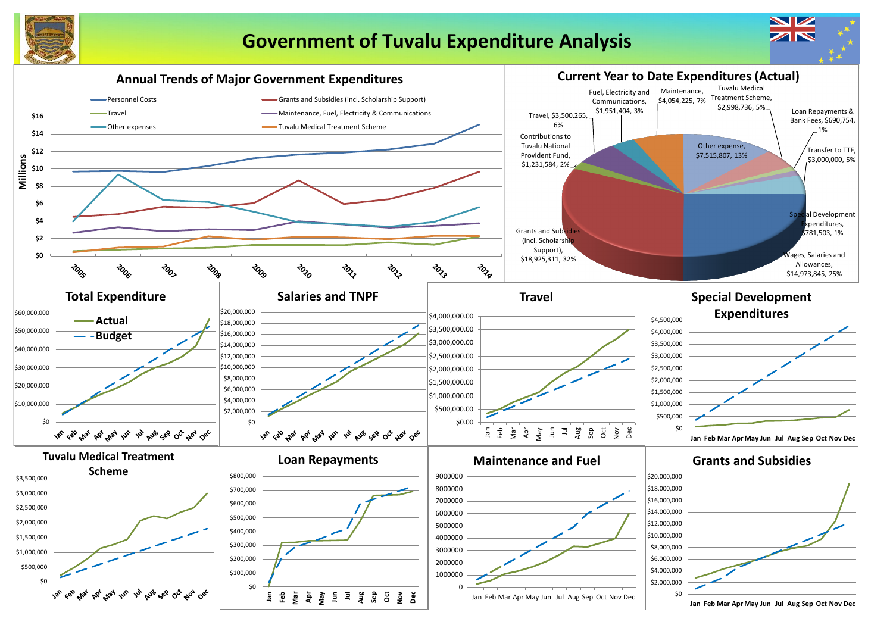# Government of Tuvalu Expenditure Analysis

## Annual Trends of Major Government Expenditures

Personnel Costs
Grants and Subsidies (incl. Scholarship Support)
Travel
Maintenance, Fuel, Electricity & Communications
Other expenses
Tuvalu Medical Treatment Scheme

Millions

$16
$14
$12
$10
$8
$6
$4
$2
$0

2005 2006 2007 2008 2009 2010 2011 2012 2013 2014

## Current Year to Date Expenditures (Actual)

Fuel, Electricity and Communications, $1,951,404, 3%
Maintenance, $4,054,225, 7%
Tuvalu Medical Treatment Scheme, $2,998,736, 5%
Loan Repayments & Bank Fees, $690,754, 1%
Travel, $3,500,265, 6%
Contributions to Tuvalu National Provident Fund, $1,231,584, 2%
Other expense, $7,515,807, 13%
Transfer to TTF, $3,000,000, 5%
Special Development Expenditures, $781,503, 1%
Grants and Subsidies (incl. Scholarship Support), $18,925,311, 32%
Wages, Salaries and Allowances, $14,973,845, 25%

## Total Expenditure

Actual
Budget

$60,000,000
$50,000,000
$40,000,000
$30,000,000
$20,000,000
$10,000,000
$0

Jan Feb Mar Apr May Jun Jul Aug Sep Oct Nov Dec

## Salaries and TNPF

$20,000,000
$18,000,000
$16,000,000
$14,000,000
$12,000,000
$10,000,000
$8,000,000
$6,000,000
$4,000,000
$2,000,000
$0

Jan Feb Mar Apr May Jun Jul Aug Sep Oct Nov Dec

## Travel

$4,000,000.00
$3,500,000.00
$3,000,000.00
$2,500,000.00
$2,000,000.00
$1,500,000.00
$1,000,000.00
$500,000.00
$0.00

Jan Feb Mar Apr May Jun Jul Aug Sep Oct Nov Dec

## Special Development Expenditures

$4,500,000
$4,000,000
$3,500,000
$3,000,000
$2,500,000
$2,000,000
$1,500,000
$1,000,000
$500,000
$0

Jan Feb Mar Apr May Jun Jul Aug Sep Oct Nov Dec

## Tuvalu Medical Treatment Scheme

$3,500,000
$3,000,000
$2,500,000
$2,000,000
$1,500,000
$1,000,000
$500,000
$0

Jan Feb Mar Apr May Jun Jul Aug Sep Oct Nov Dec

## Loan Repayments

$800,000
$700,000
$600,000
$500,000
$400,000
$300,000
$200,000
$100,000
$0

Jan Feb Mar Apr May Jun Jul Aug Sep Oct Nov Dec

## Maintenance and Fuel

9000000
8000000
7000000
6000000
5000000
4000000
3000000
2000000
1000000
0

Jan Feb Mar Apr May Jun Jul Aug Sep Oct Nov Dec

## Grants and Subsidies

$20,000,000
$18,000,000
$16,000,000
$14,000,000
$12,000,000
$10,000,000
$8,000,000
$6,000,000
$4,000,000
$2,000,000
$0

Jan Feb Mar Apr May Jun Jul Aug Sep Oct Nov Dec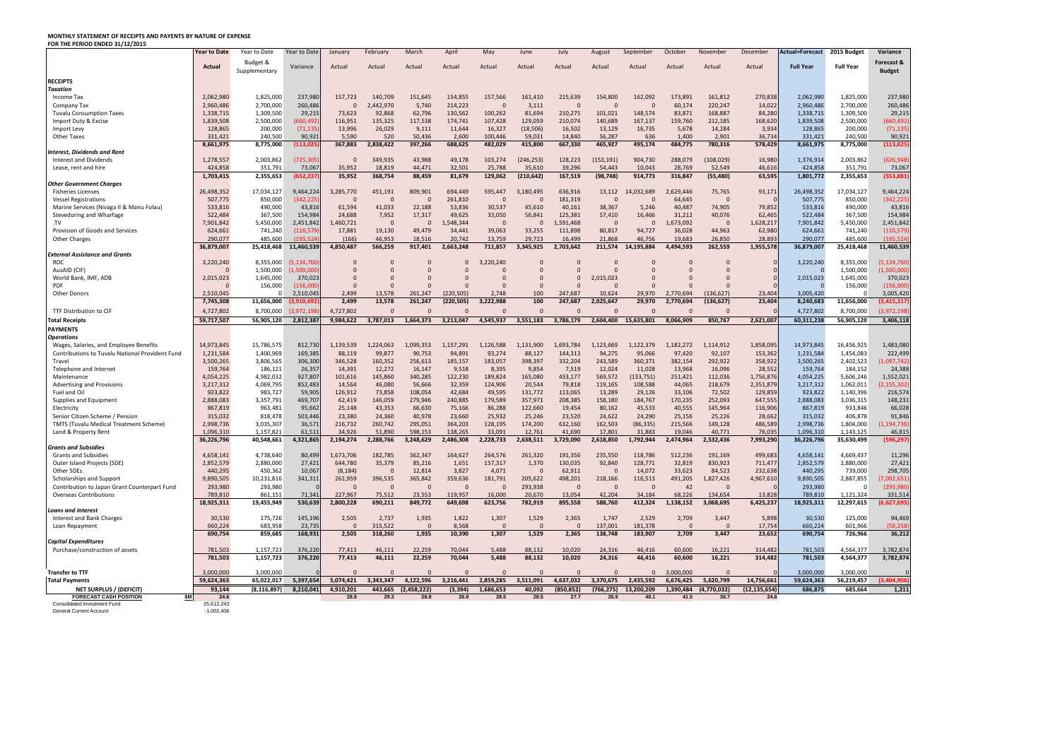**MONTHLY STATEMENT OF RECEIPTS AND PAYENTS BY NATURE OF EXPENSE**

**FOR THE PERIOD ENDED 31/12/2015**

| | Year to Date | Year to Date | Year to Date | January | February | March | April | May | June | July | August | September | October | November | December | Actual+Forecast | 2015 Budget | Variance |
|---|---|---|---|---|---|---|---|---|---|---|---|---|---|---|---|---|---|---|
| | Actual | Budget & Supplementary | Variance | Actual | Actual | Actual | Actual | Actual | Actual | Actual | Actual | Actual | Actual | Actual | Actual | Full Year | Full Year | Forecast & Budget |
| **RECEIPTS** | | | | | | | | | | | | | | | | | | |
| ***Taxation*** | | | | | | | | | | | | | | | | | | |
| Income Tax | 2,062,980 | 1,825,000 | 237,980 | 157,723 | 140,970 | 151,645 | 154,855 | 157,566 | 161,410 | 215,639 | 154,800 | 162,092 | 173,891 | 161,812 | 270,838 | 2,062,980 | 1,825,000 | 237,980 |
| Company Tax | 2,960,486 | 2,700,000 | 260,486 | 0 | 2,442,970 | 5,740 | 214,223 | 0 | 3,111 | 0 | 0 | 0 | 60,174 | 220,247 | 14,022 | 2,960,486 | 2,700,000 | 260,486 |
| Tuvalu Consumption Taxes | 1,338,715 | 1,309,500 | 29,215 | 73,623 | 92,868 | 62,796 | 130,562 | 100,262 | 81,694 | 210,275 | 101,021 | 148,574 | 83,871 | 168,887 | 84,280 | 1,338,715 | 1,309,500 | 29,215 |
| Import Duty & Excise | 1,839,508 | 2,500,000 | (660,492) | 116,951 | 135,325 | 117,538 | 174,741 | 107,428 | 129,059 | 210,074 | 140,689 | 167,137 | 159,760 | 212,185 | 168,620 | 1,839,508 | 2,500,000 | (660,492) |
| Import Levy | 128,865 | 200,000 | (71,135) | 13,996 | 26,029 | 9,111 | 11,644 | 16,327 | (18,506) | 16,502 | 13,129 | 16,735 | 5,678 | 14,284 | 3,934 | 128,865 | 200,000 | (71,135) |
| Other Taxes | 331,421 | 240,500 | 90,921 | 5,590 | 520 | 50,436 | 2,600 | 100,446 | 59,031 | 14,840 | 56,287 | 636 | 1,400 | 2,901 | 36,734 | 331,421 | 240,500 | 90,921 |
| | 8,661,975 | 8,775,000 | (113,025) | 367,883 | 2,838,422 | 397,266 | 688,625 | 482,029 | 415,800 | 667,330 | 465,927 | 495,174 | 484,775 | 780,316 | 578,429 | 8,661,975 | 8,775,000 | (113,025) |
| ***Interest, Dividends and Rent*** | | | | | | | | | | | | | | | | | | |
| Interest and Dividends | 1,278,557 | 2,003,862 | (725,305) | 0 | 349,935 | 43,988 | 49,178 | 103,274 | (246,253) | 128,223 | (153,191) | 904,730 | 288,079 | (108,029) | 16,980 | 1,376,914 | 2,003,862 | (626,948) |
| Lease, rent and hire | 424,858 | 351,791 | 73,067 | 35,952 | 18,819 | 44,471 | 32,501 | 25,788 | 35,610 | 39,296 | 54,443 | 10,043 | 28,769 | 52,549 | 46,616 | 424,858 | 351,791 | 73,067 |
| | 1,703,415 | 2,355,653 | (652,237) | 35,952 | 368,754 | 88,459 | 81,679 | 129,062 | (210,642) | 167,519 | (98,748) | 914,773 | 316,847 | (55,480) | 63,595 | 1,801,772 | 2,355,653 | (553,881) |
| ***Other Government Charges*** | | | | | | | | | | | | | | | | | | |
| Fisheries Licenses | 26,498,352 | 17,034,127 | 9,464,224 | 3,285,770 | 451,191 | 809,901 | 694,449 | 595,447 | 3,180,495 | 636,916 | 13,112 | 14,032,689 | 2,629,446 | 75,765 | 93,171 | 26,498,352 | 17,034,127 | 9,464,224 |
| Vessel Registrations | 507,775 | 850,000 | (342,225) | 0 | 0 | 0 | 261,810 | 0 | 181,319 | 0 | 0 | 0 | 64,645 | 0 | 0 | 507,775 | 850,000 | (342,225) |
| Marine Services (Nivaga II & Manu Folau) | 533,816 | 490,000 | 43,816 | 61,594 | 41,033 | 22,188 | 53,836 | 30,537 | 45,610 | 40,161 | 38,367 | 5,246 | 40,487 | 74,905 | 79,852 | 533,816 | 490,000 | 43,816 |
| Stevedoring and Wharfage | 522,484 | 367,500 | 154,984 | 24,688 | 7,952 | 17,317 | 49,625 | 33,050 | 56,841 | 125,381 | 57,410 | 16,466 | 31,212 | 40,076 | 62,465 | 522,484 | 367,500 | 154,984 |
| .TV | 7,901,842 | 5,450,000 | 2,451,842 | 1,460,721 | 0 | 0 | 1,548,344 | 0 | 0 | 1,591,468 | 0 | 0 | 1,673,092 | 0 | 1,628,217 | 7,901,842 | 5,450,000 | 2,451,842 |
| Provision of Goods and Services | 624,661 | 741,240 | (116,579) | 17,881 | 19,130 | 49,479 | 34,441 | 39,063 | 33,255 | 111,898 | 80,817 | 94,727 | 36,028 | 44,963 | 62,980 | 624,661 | 741,240 | (116,579) |
| Other Charges | 290,077 | 485,600 | (195,524) | (166) | 46,953 | 18,516 | 20,742 | 13,759 | 29,723 | 16,499 | 21,868 | 46,756 | 19,683 | 26,850 | 28,893 | 290,077 | 485,600 | (195,524) |
| | 36,879,007 | 25,418,468 | 11,460,539 | 4,850,487 | 566,259 | 917,401 | 2,663,248 | 711,857 | 3,345,925 | 2,703,642 | 211,574 | 14,195,884 | 4,494,593 | 262,559 | 1,955,578 | 36,879,007 | 25,418,468 | 11,460,539 |
| ***External Assistance and Grants*** | | | | | | | | | | | | | | | | | | |
| ROC | 3,220,240 | 8,355,000 | (5,134,760) | 0 | 0 | 0 | 0 | 3,220,240 | 0 | 0 | 0 | 0 | 0 | 0 | 0 | 3,220,240 | 8,355,000 | (5,134,760) |
| AusAID (CIF) | 0 | 1,500,000 | (1,500,000) | 0 | 0 | 0 | 0 | 0 | 0 | 0 | 0 | 0 | 0 | 0 | 0 | 0 | 1,500,000 | (1,500,000) |
| World Bank, IMF, ADB | 2,015,023 | 1,645,000 | 370,023 | 0 | 0 | 0 | 0 | 0 | 0 | 0 | 2,015,023 | 0 | 0 | 0 | 0 | 2,015,023 | 1,645,000 | 370,023 |
| PDF | 0 | 156,000 | (156,000) | 0 | 0 | 0 | 0 | 0 | 0 | 0 | 0 | 0 | 0 | 0 | 0 | 0 | 156,000 | (156,000) |
| Other Donors | 2,510,045 | 0 | 2,510,045 | 2,499 | 13,578 | 261,247 | (220,505) | 2,748 | 100 | 247,687 | 10,624 | 29,970 | 2,770,694 | (136,627) | 23,404 | 3,005,420 | 0 | 3,005,420 |
| | 7,745,308 | 11,656,000 | (3,910,692) | 2,499 | 13,578 | 261,247 | (220,505) | 3,222,988 | 100 | 247,687 | 2,025,647 | 29,970 | 2,770,694 | (136,627) | 23,404 | 8,240,683 | 11,656,000 | (3,415,317) |
| TTF Distribution to CIF | 4,727,802 | 8,700,000 | (3,972,198) | 4,727,802 | 0 | 0 | 0 | 0 | 0 | 0 | 0 | 0 | 0 | 0 | 0 | 4,727,802 | 8,700,000 | (3,972,198) |
| **Total Receipts** | 59,717,507 | 56,905,120 | 2,812,387 | 9,984,622 | 3,787,013 | 1,664,373 | 3,213,047 | 4,545,937 | 3,551,183 | 3,786,179 | 2,604,400 | 15,635,801 | 8,066,909 | 850,767 | 2,621,007 | 60,311,238 | 56,905,120 | 3,406,118 |
| **PAYMENTS** | | | | | | | | | | | | | | | | | | |
| ***Operations*** | | | | | | | | | | | | | | | | | | |
| Wages, Salaries, and Employee Benefits | 14,973,845 | 15,786,575 | 812,730 | 1,139,539 | 1,224,063 | 1,099,353 | 1,157,291 | 1,126,588 | 1,131,900 | 1,693,784 | 1,123,669 | 1,122,379 | 1,182,272 | 1,114,912 | 1,858,095 | 14,973,845 | 16,456,925 | 1,483,080 |
| Contributions to Tuvalu National Provident Fund | 1,231,584 | 1,400,969 | 169,385 | 88,119 | 99,877 | 90,753 | 94,891 | 93,274 | 88,127 | 144,313 | 94,275 | 95,066 | 97,420 | 92,107 | 153,362 | 1,231,584 | 1,454,083 | 222,499 |
| Travel | 3,500,265 | 3,806,565 | 306,300 | 346,528 | 160,352 | 256,613 | 185,157 | 183,057 | 398,397 | 332,204 | 243,589 | 360,371 | 382,154 | 292,922 | 358,922 | 3,500,265 | 2,402,523 | (1,097,742) |
| Telephone and Internet | 159,764 | 186,121 | 26,357 | 14,391 | 12,272 | 16,147 | 9,518 | 8,395 | 9,854 | 7,519 | 12,024 | 11,028 | 13,968 | 16,096 | 28,552 | 159,764 | 184,152 | 24,388 |
| Maintenance | 4,054,225 | 4,982,032 | 927,807 | 101,616 | 145,860 | 340,285 | 122,230 | 189,824 | 165,080 | 433,177 | 569,572 | (133,751) | 251,421 | 112,036 | 1,756,876 | 4,054,225 | 5,606,246 | 1,552,021 |
| Advertising and Provisions | 3,217,312 | 4,069,795 | 852,483 | 14,564 | 46,080 | 56,666 | 32,359 | 124,906 | 20,544 | 79,818 | 119,165 | 108,588 | 44,065 | 218,679 | 2,351,879 | 3,217,312 | 1,062,011 | (2,155,302) |
| Fuel and Oil | 923,822 | 983,727 | 59,905 | 126,912 | 73,858 | 108,054 | 42,684 | 49,595 | 131,772 | 113,065 | 13,289 | 29,126 | 33,106 | 72,502 | 129,859 | 923,822 | 1,140,396 | 216,574 |
| Supplies and Equipment | 2,888,083 | 3,357,791 | 469,707 | 62,419 | 146,059 | 279,946 | 240,885 | 179,589 | 357,971 | 208,385 | 158,180 | 184,767 | 170,235 | 252,093 | 647,555 | 2,888,083 | 3,036,315 | 148,231 |
| Electricity | 867,819 | 963,481 | 95,662 | 25,148 | 43,353 | 66,630 | 75,166 | 86,288 | 122,660 | 19,454 | 80,162 | 45,533 | 40,555 | 145,964 | 116,906 | 867,819 | 933,846 | 66,028 |
| Senior Citizen Scheme / Pension | 315,032 | 818,478 | 503,446 | 23,380 | 24,360 | 40,978 | 23,660 | 25,932 | 25,246 | 23,520 | 24,622 | 24,290 | 25,156 | 25,226 | 28,662 | 315,032 | 406,878 | 91,846 |
| TMTS (Tuvalu Medical Treatment Scheme) | 2,998,736 | 3,035,307 | 36,571 | 216,732 | 260,742 | 295,051 | 364,203 | 128,195 | 174,200 | 632,160 | 162,503 | (86,335) | 215,566 | 149,128 | 486,589 | 2,998,736 | 1,804,000 | (1,194,736) |
| Land & Property Rent | 1,096,310 | 1,157,821 | 61,511 | 34,926 | 51,890 | 598,153 | 138,265 | 33,091 | 12,761 | 41,690 | 17,801 | 31,883 | 19,046 | 40,771 | 76,035 | 1,096,310 | 1,143,125 | 46,815 |
| | 36,226,796 | 40,548,661 | 4,321,865 | 2,194,274 | 2,288,766 | 3,248,629 | 2,486,308 | 2,228,733 | 2,638,511 | 3,729,090 | 2,618,850 | 1,792,944 | 2,474,964 | 2,532,436 | 7,993,290 | 36,226,796 | 35,630,499 | (596,297) |
| ***Grants and Subsidies*** | | | | | | | | | | | | | | | | | | |
| Grants and Subsidies | 4,658,141 | 4,738,640 | 80,499 | 1,673,706 | 182,785 | 362,347 | 164,627 | 264,576 | 261,320 | 191,356 | 235,550 | 118,786 | 512,236 | 191,169 | 499,683 | 4,658,141 | 4,669,437 | 11,296 |
| Outer Island Projects (SDE) | 2,852,579 | 2,880,000 | 27,421 | 644,780 | 35,379 | 85,216 | 1,651 | 157,317 | 1,370 | 130,035 | 92,840 | 128,771 | 32,819 | 830,923 | 711,477 | 2,852,579 | 2,880,000 | 27,421 |
| Other SDEs | 440,295 | 450,362 | 10,067 | (8,184) | 0 | 12,814 | 3,827 | 4,071 | 0 | 62,911 | 0 | 14,072 | 33,623 | 84,523 | 232,638 | 440,295 | 739,000 | 298,705 |
| Scholarships and Support | 9,890,505 | 10,231,816 | 341,311 | 261,959 | 396,535 | 365,842 | 359,636 | 181,791 | 205,622 | 498,201 | 218,166 | 116,513 | 491,205 | 1,827,426 | 4,967,610 | 9,890,505 | 2,887,855 | (7,002,651) |
| Contribution to Japan Grant Counterpart Fund | 293,980 | 293,980 | 0 | 0 | 0 | 0 | 0 | 0 | 293,938 | 0 | 0 | 0 | 42 | 0 | 0 | 293,980 | 0 | (293,980) |
| Overseas Contributions | 789,810 | 861,151 | 71,341 | 227,967 | 75,512 | 23,553 | 119,957 | 16,000 | 20,670 | 13,054 | 42,204 | 34,184 | 68,226 | 134,654 | 13,828 | 789,810 | 1,121,324 | 331,514 |
| | 18,925,311 | 19,455,949 | 530,639 | 2,800,228 | 690,211 | 849,772 | 649,698 | 623,756 | 782,919 | 895,558 | 588,760 | 412,324 | 1,138,152 | 3,068,695 | 6,425,237 | 18,925,311 | 12,297,615 | (6,627,695) |
| ***Loans and Interest*** | | | | | | | | | | | | | | | | | | |
| Interest and Bank Charges | 30,530 | 175,726 | 145,196 | 2,505 | 2,737 | 1,935 | 1,822 | 1,307 | 1,529 | 2,365 | 1,747 | 2,529 | 2,709 | 3,447 | 5,898 | 30,530 | 125,000 | 94,469 |
| Loan Repayment | 660,224 | 683,958 | 23,735 | 0 | 315,522 | 0 | 8,568 | 0 | 0 | 0 | 137,001 | 181,378 | 0 | 0 | 17,754 | 660,224 | 601,966 | (58,258) |
| | 690,754 | 859,685 | 168,931 | 2,505 | 318,260 | 1,935 | 10,390 | 1,307 | 1,529 | 2,365 | 138,748 | 183,907 | 2,709 | 3,447 | 23,652 | 690,754 | 726,966 | 36,212 |
| ***Capital Expenditures*** | | | | | | | | | | | | | | | | | | |
| Purchase/construction of assets | 781,503 | 1,157,723 | 376,220 | 77,413 | 46,111 | 22,259 | 70,044 | 5,488 | 88,132 | 10,020 | 24,316 | 46,416 | 60,600 | 16,221 | 314,482 | 781,503 | 4,564,377 | 3,782,874 |
| | 781,503 | 1,157,723 | 376,220 | 77,413 | 46,111 | 22,259 | 70,044 | 5,488 | 88,132 | 10,020 | 24,316 | 46,416 | 60,600 | 16,221 | 314,482 | 781,503 | 4,564,377 | 3,782,874 |
| **Transfer to TTF** | 3,000,000 | 3,000,000 | 0 | 0 | 0 | 0 | 0 | 0 | 0 | 0 | 0 | 0 | 3,000,000 | 0 | 0 | 3,000,000 | 3,000,000 | 0 |
| **Total Payments** | 59,624,363 | 65,022,017 | 5,397,654 | 5,074,421 | 3,343,347 | 4,122,596 | 3,216,441 | 2,859,285 | 3,511,091 | 4,637,032 | 3,370,675 | 2,435,592 | 6,676,425 | 5,620,799 | 14,756,661 | 59,624,363 | 56,219,457 | (3,404,906) |
| **NET SURPLUS / (DEFICIT)** | 93,144 | (8,116,897) | 8,210,041 | 4,910,201 | 443,665 | (2,458,222) | (3,394) | 1,686,653 | 40,092 | (850,852) | (766,275) | 13,200,209 | 1,390,484 | (4,770,032) | (12,135,654) | 686,875 | 685,664 | 1,211 |
| **FORECAST CASH POSITION $M** | 24.6 | | | 28.8 | 29.3 | 26.8 | 26.8 | 28.5 | 28.5 | 27.7 | 26.9 | 40.1 | 41.5 | 36.7 | 24.6 | | | |
| Consolidated Investment Fund | 25,612,243 | | | | | | | | | | | | | | | | | |
| General Current Account | -1,002,408 | | | | | | | | | | | | | | | | | |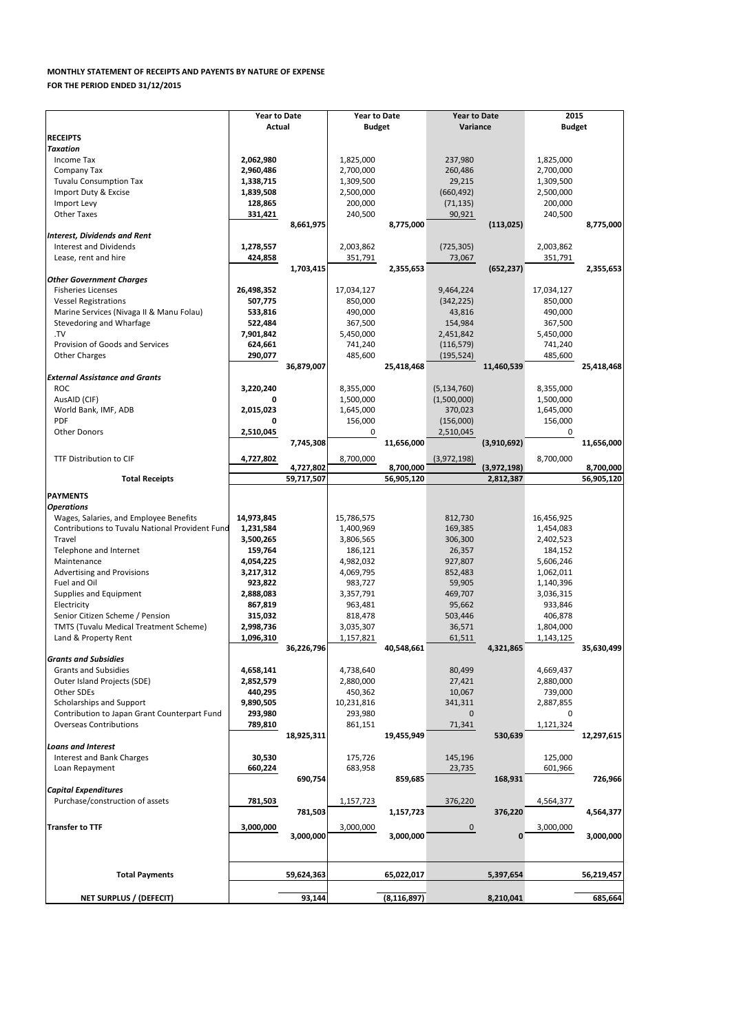**MONTHLY STATEMENT OF RECEIPTS AND PAYENTS BY NATURE OF EXPENSE**

**FOR THE PERIOD ENDED 31/12/2015**

| | Year to Date Actual | | Year to Date Budget | | Year to Date Variance | | 2015 Budget | |
|---|---|---|---|---|---|---|---|---|
| **RECEIPTS** | | | | | | | | |
| ***Taxation*** | | | | | | | | |
| Income Tax | **2,062,980** | | 1,825,000 | | 237,980 | | 1,825,000 | |
| Company Tax | **2,960,486** | | 2,700,000 | | 260,486 | | 2,700,000 | |
| Tuvalu Consumption Tax | **1,338,715** | | 1,309,500 | | 29,215 | | 1,309,500 | |
| Import Duty & Excise | **1,839,508** | | 2,500,000 | | (660,492) | | 2,500,000 | |
| Import Levy | **128,865** | | 200,000 | | (71,135) | | 200,000 | |
| Other Taxes | **331,421** | | 240,500 | | 90,921 | | 240,500 | |
| | | **8,661,975** | | **8,775,000** | | **(113,025)** | | **8,775,000** |
| ***Interest, Dividends and Rent*** | | | | | | | | |
| Interest and Dividends | **1,278,557** | | 2,003,862 | | (725,305) | | 2,003,862 | |
| Lease, rent and hire | **424,858** | | 351,791 | | 73,067 | | 351,791 | |
| | | **1,703,415** | | **2,355,653** | | **(652,237)** | | **2,355,653** |
| ***Other Government Charges*** | | | | | | | | |
| Fisheries Licenses | **26,498,352** | | 17,034,127 | | 9,464,224 | | 17,034,127 | |
| Vessel Registrations | **507,775** | | 850,000 | | (342,225) | | 850,000 | |
| Marine Services (Nivaga II & Manu Folau) | **533,816** | | 490,000 | | 43,816 | | 490,000 | |
| Stevedoring and Wharfage | **522,484** | | 367,500 | | 154,984 | | 367,500 | |
| .TV | **7,901,842** | | 5,450,000 | | 2,451,842 | | 5,450,000 | |
| Provision of Goods and Services | **624,661** | | 741,240 | | (116,579) | | 741,240 | |
| Other Charges | **290,077** | | 485,600 | | (195,524) | | 485,600 | |
| | | **36,879,007** | | **25,418,468** | | **11,460,539** | | **25,418,468** |
| ***External Assistance and Grants*** | | | | | | | | |
| ROC | **3,220,240** | | 8,355,000 | | (5,134,760) | | 8,355,000 | |
| AusAID (CIF) | **0** | | 1,500,000 | | (1,500,000) | | 1,500,000 | |
| World Bank, IMF, ADB | **2,015,023** | | 1,645,000 | | 370,023 | | 1,645,000 | |
| PDF | **0** | | 156,000 | | (156,000) | | 156,000 | |
| Other Donors | **2,510,045** | | 0 | | 2,510,045 | | 0 | |
| | | **7,745,308** | | **11,656,000** | | **(3,910,692)** | | **11,656,000** |
| TTF Distribution to CIF | **4,727,802** | | 8,700,000 | | (3,972,198) | | 8,700,000 | |
| | | **4,727,802** | | **8,700,000** | | **(3,972,198)** | | **8,700,000** |
| **Total Receipts** | | **59,717,507** | | **56,905,120** | | **2,812,387** | | **56,905,120** |
| **PAYMENTS** | | | | | | | | |
| ***Operations*** | | | | | | | | |
| Wages, Salaries, and Employee Benefits | **14,973,845** | | 15,786,575 | | 812,730 | | 16,456,925 | |
| Contributions to Tuvalu National Provident Fund | **1,231,584** | | 1,400,969 | | 169,385 | | 1,454,083 | |
| Travel | **3,500,265** | | 3,806,565 | | 306,300 | | 2,402,523 | |
| Telephone and Internet | **159,764** | | 186,121 | | 26,357 | | 184,152 | |
| Maintenance | **4,054,225** | | 4,982,032 | | 927,807 | | 5,606,246 | |
| Advertising and Provisions | **3,217,312** | | 4,069,795 | | 852,483 | | 1,062,011 | |
| Fuel and Oil | **923,822** | | 983,727 | | 59,905 | | 1,140,396 | |
| Supplies and Equipment | **2,888,083** | | 3,357,791 | | 469,707 | | 3,036,315 | |
| Electricity | **867,819** | | 963,481 | | 95,662 | | 933,846 | |
| Senior Citizen Scheme / Pension | **315,032** | | 818,478 | | 503,446 | | 406,878 | |
| TMTS (Tuvalu Medical Treatment Scheme) | **2,998,736** | | 3,035,307 | | 36,571 | | 1,804,000 | |
| Land & Property Rent | **1,096,310** | | 1,157,821 | | 61,511 | | 1,143,125 | |
| | | **36,226,796** | | **40,548,661** | | **4,321,865** | | **35,630,499** |
| ***Grants and Subsidies*** | | | | | | | | |
| Grants and Subsidies | **4,658,141** | | 4,738,640 | | 80,499 | | 4,669,437 | |
| Outer Island Projects (SDE) | **2,852,579** | | 2,880,000 | | 27,421 | | 2,880,000 | |
| Other SDEs | **440,295** | | 450,362 | | 10,067 | | 739,000 | |
| Scholarships and Support | **9,890,505** | | 10,231,816 | | 341,311 | | 2,887,855 | |
| Contribution to Japan Grant Counterpart Fund | **293,980** | | 293,980 | | 0 | | 0 | |
| Overseas Contributions | **789,810** | | 861,151 | | 71,341 | | 1,121,324 | |
| | | **18,925,311** | | **19,455,949** | | **530,639** | | **12,297,615** |
| ***Loans and Interest*** | | | | | | | | |
| Interest and Bank Charges | **30,530** | | 175,726 | | 145,196 | | 125,000 | |
| Loan Repayment | **660,224** | | 683,958 | | 23,735 | | 601,966 | |
| | | **690,754** | | **859,685** | | **168,931** | | **726,966** |
| ***Capital Expenditures*** | | | | | | | | |
| Purchase/construction of assets | **781,503** | | 1,157,723 | | 376,220 | | 4,564,377 | |
| | | **781,503** | | **1,157,723** | | **376,220** | | **4,564,377** |
| **Transfer to TTF** | **3,000,000** | | 3,000,000 | | 0 | | 3,000,000 | |
| | | **3,000,000** | | **3,000,000** | | **0** | | **3,000,000** |
| **Total Payments** | | **59,624,363** | | **65,022,017** | | **5,397,654** | | **56,219,457** |
| **NET SURPLUS / (DEFECIT)** | | **93,144** | | **(8,116,897)** | | **8,210,041** | | **685,664** |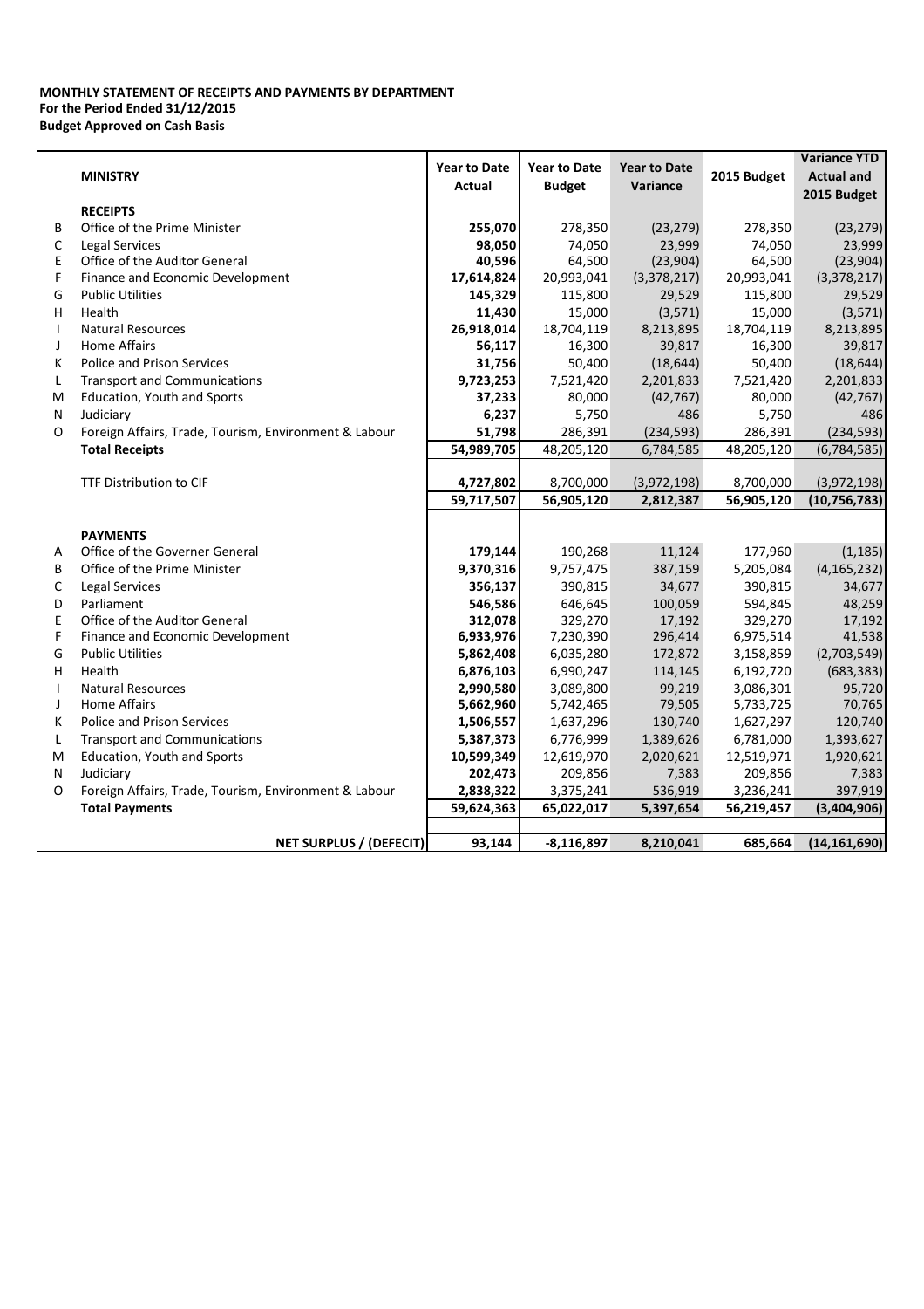**MONTHLY STATEMENT OF RECEIPTS AND PAYMENTS BY DEPARTMENT**
**For the Period Ended 31/12/2015**
**Budget Approved on Cash Basis**

| | MINISTRY | Year to Date Actual | Year to Date Budget | Year to Date Variance | 2015 Budget | Variance YTD Actual and 2015 Budget |
|---|---|---|---|---|---|---|
| | **RECEIPTS** | | | | | |
| B | Office of the Prime Minister | **255,070** | 278,350 | (23,279) | 278,350 | (23,279) |
| C | Legal Services | **98,050** | 74,050 | 23,999 | 74,050 | 23,999 |
| E | Office of the Auditor General | **40,596** | 64,500 | (23,904) | 64,500 | (23,904) |
| F | Finance and Economic Development | **17,614,824** | 20,993,041 | (3,378,217) | 20,993,041 | (3,378,217) |
| G | Public Utilities | **145,329** | 115,800 | 29,529 | 115,800 | 29,529 |
| H | Health | **11,430** | 15,000 | (3,571) | 15,000 | (3,571) |
| I | Natural Resources | **26,918,014** | 18,704,119 | 8,213,895 | 18,704,119 | 8,213,895 |
| J | Home Affairs | **56,117** | 16,300 | 39,817 | 16,300 | 39,817 |
| K | Police and Prison Services | **31,756** | 50,400 | (18,644) | 50,400 | (18,644) |
| L | Transport and Communications | **9,723,253** | 7,521,420 | 2,201,833 | 7,521,420 | 2,201,833 |
| M | Education, Youth and Sports | **37,233** | 80,000 | (42,767) | 80,000 | (42,767) |
| N | Judiciary | **6,237** | 5,750 | 486 | 5,750 | 486 |
| O | Foreign Affairs, Trade, Tourism, Environment & Labour | **51,798** | 286,391 | (234,593) | 286,391 | (234,593) |
| | **Total Receipts** | **54,989,705** | 48,205,120 | 6,784,585 | 48,205,120 | (6,784,585) |
| | | | | | | |
| | TTF Distribution to CIF | **4,727,802** | 8,700,000 | (3,972,198) | 8,700,000 | (3,972,198) |
| | | **59,717,507** | **56,905,120** | **2,812,387** | **56,905,120** | **(10,756,783)** |
| | | | | | | |
| | **PAYMENTS** | | | | | |
| A | Office of the Governer General | **179,144** | 190,268 | 11,124 | 177,960 | (1,185) |
| B | Office of the Prime Minister | **9,370,316** | 9,757,475 | 387,159 | 5,205,084 | (4,165,232) |
| C | Legal Services | **356,137** | 390,815 | 34,677 | 390,815 | 34,677 |
| D | Parliament | **546,586** | 646,645 | 100,059 | 594,845 | 48,259 |
| E | Office of the Auditor General | **312,078** | 329,270 | 17,192 | 329,270 | 17,192 |
| F | Finance and Economic Development | **6,933,976** | 7,230,390 | 296,414 | 6,975,514 | 41,538 |
| G | Public Utilities | **5,862,408** | 6,035,280 | 172,872 | 3,158,859 | (2,703,549) |
| H | Health | **6,876,103** | 6,990,247 | 114,145 | 6,192,720 | (683,383) |
| I | Natural Resources | **2,990,580** | 3,089,800 | 99,219 | 3,086,301 | 95,720 |
| J | Home Affairs | **5,662,960** | 5,742,465 | 79,505 | 5,733,725 | 70,765 |
| K | Police and Prison Services | **1,506,557** | 1,637,296 | 130,740 | 1,627,297 | 120,740 |
| L | Transport and Communications | **5,387,373** | 6,776,999 | 1,389,626 | 6,781,000 | 1,393,627 |
| M | Education, Youth and Sports | **10,599,349** | 12,619,970 | 2,020,621 | 12,519,971 | 1,920,621 |
| N | Judiciary | **202,473** | 209,856 | 7,383 | 209,856 | 7,383 |
| O | Foreign Affairs, Trade, Tourism, Environment & Labour | **2,838,322** | 3,375,241 | 536,919 | 3,236,241 | 397,919 |
| | **Total Payments** | **59,624,363** | **65,022,017** | **5,397,654** | **56,219,457** | **(3,404,906)** |
| | | | | | | |
| | **NET SURPLUS / (DEFECIT)** | **93,144** | **-8,116,897** | **8,210,041** | **685,664** | **(14,161,690)** |